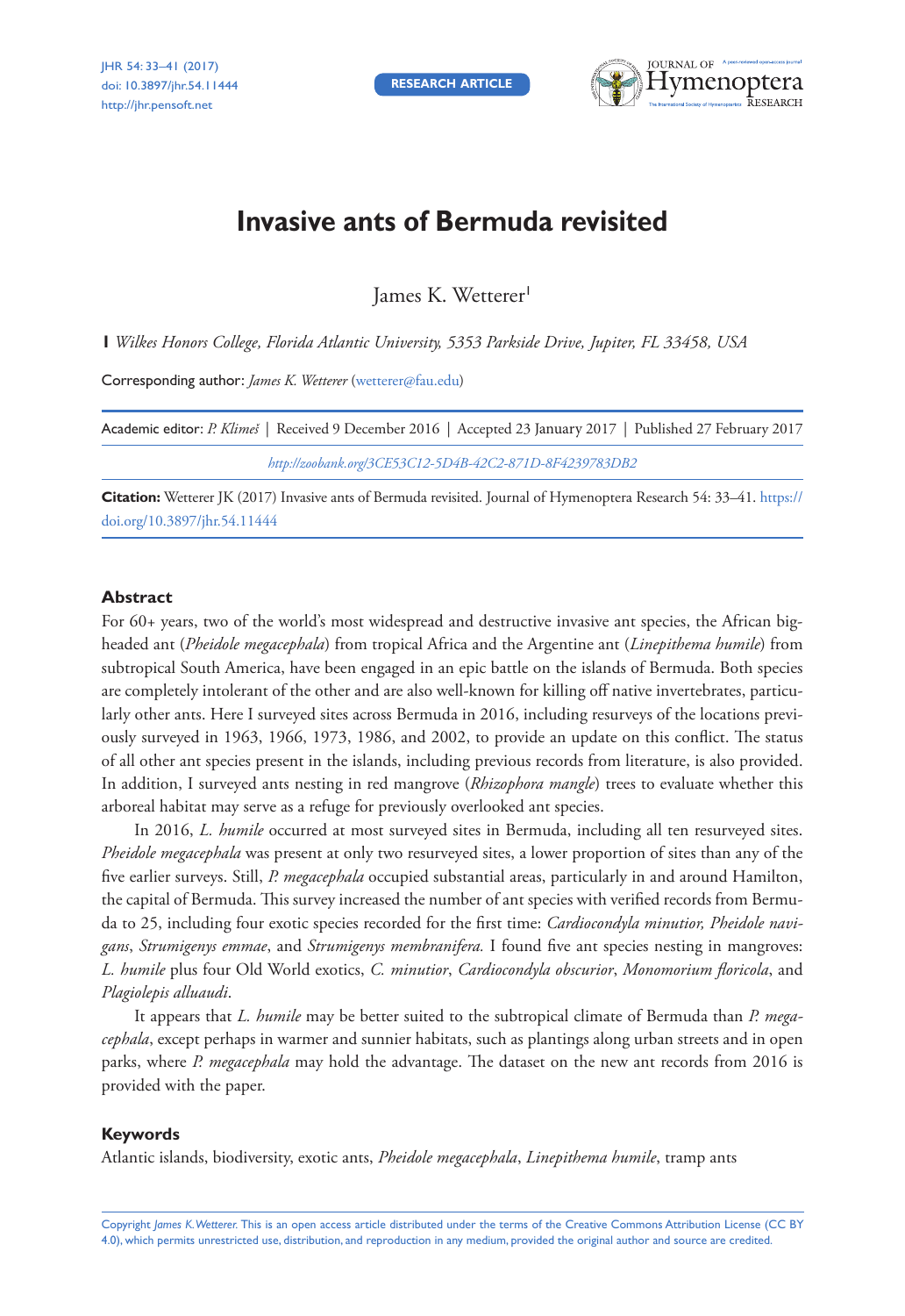# Invasive ants of Bermuda revisited

James K. Wetterer[1]

**1** *Wilkes Honors College, Florida Atlantic University, 5353 Parkside Drive, Jupiter, FL 33458, USA*

Corresponding author: *James K. Wetterer* (wetterer@fau.edu)

Academic editor: *P. Klimeš* | Received 9 December 2016 | Accepted 23 January 2017 | Published 27 February 2017

*http://zoobank.org/3CE53C12-5D4B-42C2-871D-8F4239783DB2*

**Citation:** Wetterer JK (2017) Invasive ants of Bermuda revisited. Journal of Hymenoptera Research 54: 33–41. https://doi.org/10.3897/jhr.54.11444

## Abstract

For 60+ years, two of the world's most widespread and destructive invasive ant species, the African big-headed ant (*Pheidole megacephala*) from tropical Africa and the Argentine ant (*Linepithema humile*) from subtropical South America, have been engaged in an epic battle on the islands of Bermuda. Both species are completely intolerant of the other and are also well-known for killing off native invertebrates, particularly other ants. Here I surveyed sites across Bermuda in 2016, including resurveys of the locations previously surveyed in 1963, 1966, 1973, 1986, and 2002, to provide an update on this conflict. The status of all other ant species present in the islands, including previous records from literature, is also provided. In addition, I surveyed ants nesting in red mangrove (*Rhizophora mangle*) trees to evaluate whether this arboreal habitat may serve as a refuge for previously overlooked ant species.

In 2016, *L. humile* occurred at most surveyed sites in Bermuda, including all ten resurveyed sites. *Pheidole megacephala* was present at only two resurveyed sites, a lower proportion of sites than any of the five earlier surveys. Still, *P. megacephala* occupied substantial areas, particularly in and around Hamilton, the capital of Bermuda. This survey increased the number of ant species with verified records from Bermuda to 25, including four exotic species recorded for the first time: *Cardiocondyla minutior, Pheidole navigans*, *Strumigenys emmae*, and *Strumigenys membranifera.* I found five ant species nesting in mangroves: *L. humile* plus four Old World exotics, *C. minutior*, *Cardiocondyla obscurior*, *Monomorium floricola*, and *Plagiolepis alluaudi*.

It appears that *L. humile* may be better suited to the subtropical climate of Bermuda than *P. megacephala*, except perhaps in warmer and sunnier habitats, such as plantings along urban streets and in open parks, where *P. megacephala* may hold the advantage. The dataset on the new ant records from 2016 is provided with the paper.

## Keywords

Atlantic islands, biodiversity, exotic ants, *Pheidole megacephala*, *Linepithema humile*, tramp ants

Copyright *James K. Wetterer.* This is an open access article distributed under the terms of the Creative Commons Attribution License (CC BY 4.0), which permits unrestricted use, distribution, and reproduction in any medium, provided the original author and source are credited.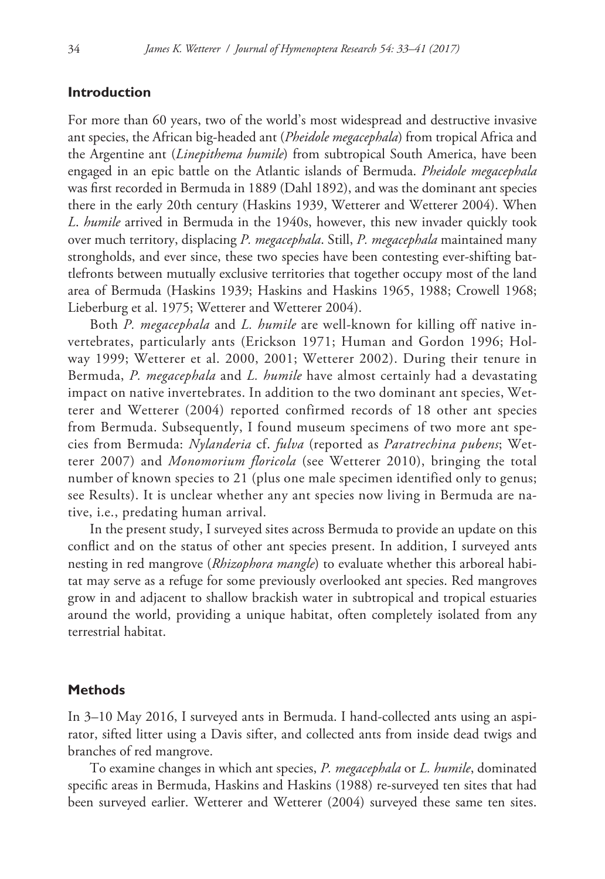## Introduction

For more than 60 years, two of the world's most widespread and destructive invasive ant species, the African big-headed ant (*Pheidole megacephala*) from tropical Africa and the Argentine ant (*Linepithema humile*) from subtropical South America, have been engaged in an epic battle on the Atlantic islands of Bermuda. *Pheidole megacephala* was first recorded in Bermuda in 1889 (Dahl 1892), and was the dominant ant species there in the early 20th century (Haskins 1939, Wetterer and Wetterer 2004). When *L. humile* arrived in Bermuda in the 1940s, however, this new invader quickly took over much territory, displacing *P. megacephala*. Still, *P. megacephala* maintained many strongholds, and ever since, these two species have been contesting ever-shifting battlefronts between mutually exclusive territories that together occupy most of the land area of Bermuda (Haskins 1939; Haskins and Haskins 1965, 1988; Crowell 1968; Lieberburg et al. 1975; Wetterer and Wetterer 2004).

Both *P. megacephala* and *L. humile* are well-known for killing off native invertebrates, particularly ants (Erickson 1971; Human and Gordon 1996; Holway 1999; Wetterer et al. 2000, 2001; Wetterer 2002). During their tenure in Bermuda, *P. megacephala* and *L. humile* have almost certainly had a devastating impact on native invertebrates. In addition to the two dominant ant species, Wetterer and Wetterer (2004) reported confirmed records of 18 other ant species from Bermuda. Subsequently, I found museum specimens of two more ant species from Bermuda: *Nylanderia* cf. *fulva* (reported as *Paratrechina pubens*; Wetterer 2007) and *Monomorium floricola* (see Wetterer 2010), bringing the total number of known species to 21 (plus one male specimen identified only to genus; see Results). It is unclear whether any ant species now living in Bermuda are native, i.e., predating human arrival.

In the present study, I surveyed sites across Bermuda to provide an update on this conflict and on the status of other ant species present. In addition, I surveyed ants nesting in red mangrove (*Rhizophora mangle*) to evaluate whether this arboreal habitat may serve as a refuge for some previously overlooked ant species. Red mangroves grow in and adjacent to shallow brackish water in subtropical and tropical estuaries around the world, providing a unique habitat, often completely isolated from any terrestrial habitat.

## Methods

In 3–10 May 2016, I surveyed ants in Bermuda. I hand-collected ants using an aspirator, sifted litter using a Davis sifter, and collected ants from inside dead twigs and branches of red mangrove.

To examine changes in which ant species, *P. megacephala* or *L. humile*, dominated specific areas in Bermuda, Haskins and Haskins (1988) re-surveyed ten sites that had been surveyed earlier. Wetterer and Wetterer (2004) surveyed these same ten sites.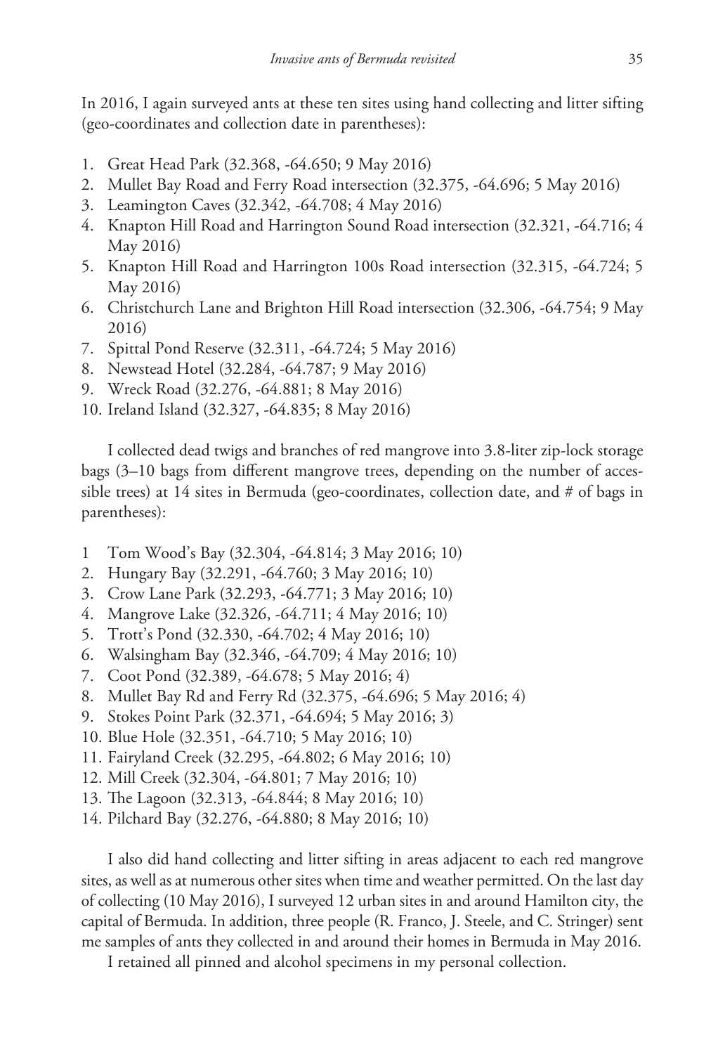In 2016, I again surveyed ants at these ten sites using hand collecting and litter sifting (geo-coordinates and collection date in parentheses):

1. Great Head Park (32.368, -64.650; 9 May 2016)
2. Mullet Bay Road and Ferry Road intersection (32.375, -64.696; 5 May 2016)
3. Leamington Caves (32.342, -64.708; 4 May 2016)
4. Knapton Hill Road and Harrington Sound Road intersection (32.321, -64.716; 4 May 2016)
5. Knapton Hill Road and Harrington 100s Road intersection (32.315, -64.724; 5 May 2016)
6. Christchurch Lane and Brighton Hill Road intersection (32.306, -64.754; 9 May 2016)
7. Spittal Pond Reserve (32.311, -64.724; 5 May 2016)
8. Newstead Hotel (32.284, -64.787; 9 May 2016)
9. Wreck Road (32.276, -64.881; 8 May 2016)
10. Ireland Island (32.327, -64.835; 8 May 2016)

I collected dead twigs and branches of red mangrove into 3.8-liter zip-lock storage bags (3–10 bags from different mangrove trees, depending on the number of accessible trees) at 14 sites in Bermuda (geo-coordinates, collection date, and # of bags in parentheses):

1 Tom Wood's Bay (32.304, -64.814; 3 May 2016; 10)
2. Hungary Bay (32.291, -64.760; 3 May 2016; 10)
3. Crow Lane Park (32.293, -64.771; 3 May 2016; 10)
4. Mangrove Lake (32.326, -64.711; 4 May 2016; 10)
5. Trott's Pond (32.330, -64.702; 4 May 2016; 10)
6. Walsingham Bay (32.346, -64.709; 4 May 2016; 10)
7. Coot Pond (32.389, -64.678; 5 May 2016; 4)
8. Mullet Bay Rd and Ferry Rd (32.375, -64.696; 5 May 2016; 4)
9. Stokes Point Park (32.371, -64.694; 5 May 2016; 3)
10. Blue Hole (32.351, -64.710; 5 May 2016; 10)
11. Fairyland Creek (32.295, -64.802; 6 May 2016; 10)
12. Mill Creek (32.304, -64.801; 7 May 2016; 10)
13. The Lagoon (32.313, -64.844; 8 May 2016; 10)
14. Pilchard Bay (32.276, -64.880; 8 May 2016; 10)

I also did hand collecting and litter sifting in areas adjacent to each red mangrove sites, as well as at numerous other sites when time and weather permitted. On the last day of collecting (10 May 2016), I surveyed 12 urban sites in and around Hamilton city, the capital of Bermuda. In addition, three people (R. Franco, J. Steele, and C. Stringer) sent me samples of ants they collected in and around their homes in Bermuda in May 2016.

I retained all pinned and alcohol specimens in my personal collection.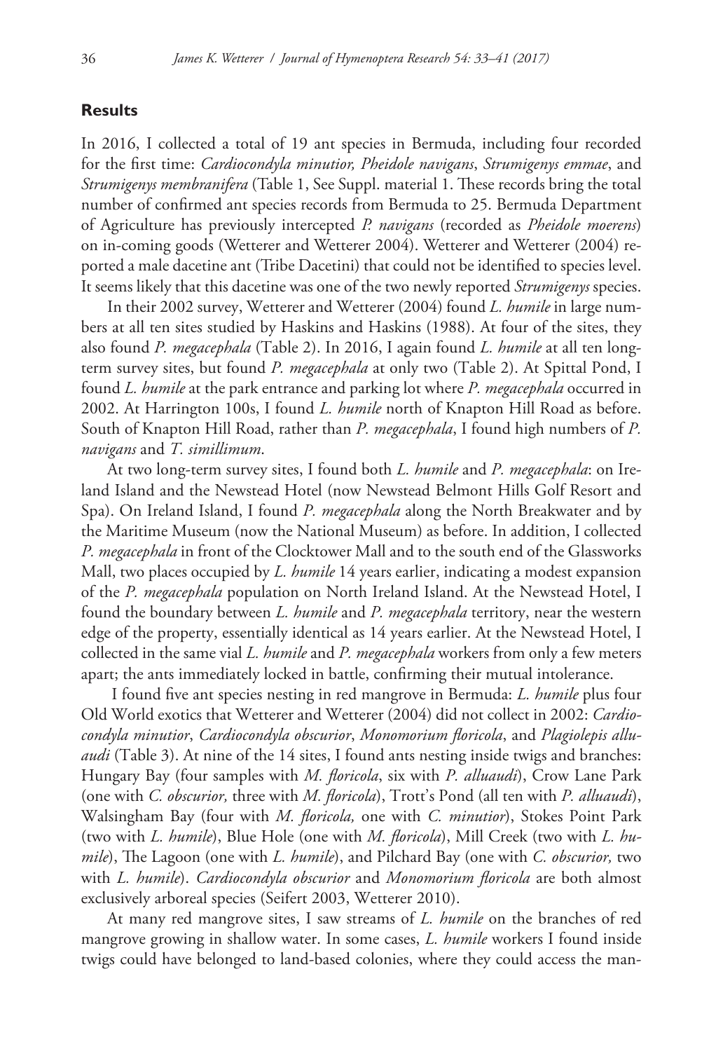### Results

In 2016, I collected a total of 19 ant species in Bermuda, including four recorded for the first time: *Cardiocondyla minutior, Pheidole navigans*, *Strumigenys emmae*, and *Strumigenys membranifera* (Table 1, See Suppl. material 1. These records bring the total number of confirmed ant species records from Bermuda to 25. Bermuda Department of Agriculture has previously intercepted *P. navigans* (recorded as *Pheidole moerens*) on in-coming goods (Wetterer and Wetterer 2004). Wetterer and Wetterer (2004) reported a male dacetine ant (Tribe Dacetini) that could not be identified to species level. It seems likely that this dacetine was one of the two newly reported *Strumigenys* species.

In their 2002 survey, Wetterer and Wetterer (2004) found *L. humile* in large numbers at all ten sites studied by Haskins and Haskins (1988). At four of the sites, they also found *P. megacephala* (Table 2). In 2016, I again found *L. humile* at all ten long-term survey sites, but found *P. megacephala* at only two (Table 2). At Spittal Pond, I found *L. humile* at the park entrance and parking lot where *P. megacephala* occurred in 2002. At Harrington 100s, I found *L. humile* north of Knapton Hill Road as before. South of Knapton Hill Road, rather than *P. megacephala*, I found high numbers of *P. navigans* and *T. simillimum*.

At two long-term survey sites, I found both *L. humile* and *P. megacephala*: on Ireland Island and the Newstead Hotel (now Newstead Belmont Hills Golf Resort and Spa). On Ireland Island, I found *P. megacephala* along the North Breakwater and by the Maritime Museum (now the National Museum) as before. In addition, I collected *P. megacephala* in front of the Clocktower Mall and to the south end of the Glassworks Mall, two places occupied by *L. humile* 14 years earlier, indicating a modest expansion of the *P. megacephala* population on North Ireland Island. At the Newstead Hotel, I found the boundary between *L. humile* and *P. megacephala* territory, near the western edge of the property, essentially identical as 14 years earlier. At the Newstead Hotel, I collected in the same vial *L. humile* and *P. megacephala* workers from only a few meters apart; the ants immediately locked in battle, confirming their mutual intolerance.

I found five ant species nesting in red mangrove in Bermuda: *L. humile* plus four Old World exotics that Wetterer and Wetterer (2004) did not collect in 2002: *Cardiocondyla minutior*, *Cardiocondyla obscurior*, *Monomorium floricola*, and *Plagiolepis alluaudi* (Table 3). At nine of the 14 sites, I found ants nesting inside twigs and branches: Hungary Bay (four samples with *M. floricola*, six with *P. alluaudi*), Crow Lane Park (one with *C. obscurior,* three with *M. floricola*), Trott's Pond (all ten with *P. alluaudi*), Walsingham Bay (four with *M. floricola,* one with *C. minutior*), Stokes Point Park (two with *L. humile*), Blue Hole (one with *M. floricola*), Mill Creek (two with *L. humile*), The Lagoon (one with *L. humile*), and Pilchard Bay (one with *C. obscurior,* two with *L. humile*). *Cardiocondyla obscurior* and *Monomorium floricola* are both almost exclusively arboreal species (Seifert 2003, Wetterer 2010).

At many red mangrove sites, I saw streams of *L. humile* on the branches of red mangrove growing in shallow water. In some cases, *L. humile* workers I found inside twigs could have belonged to land-based colonies, where they could access the man-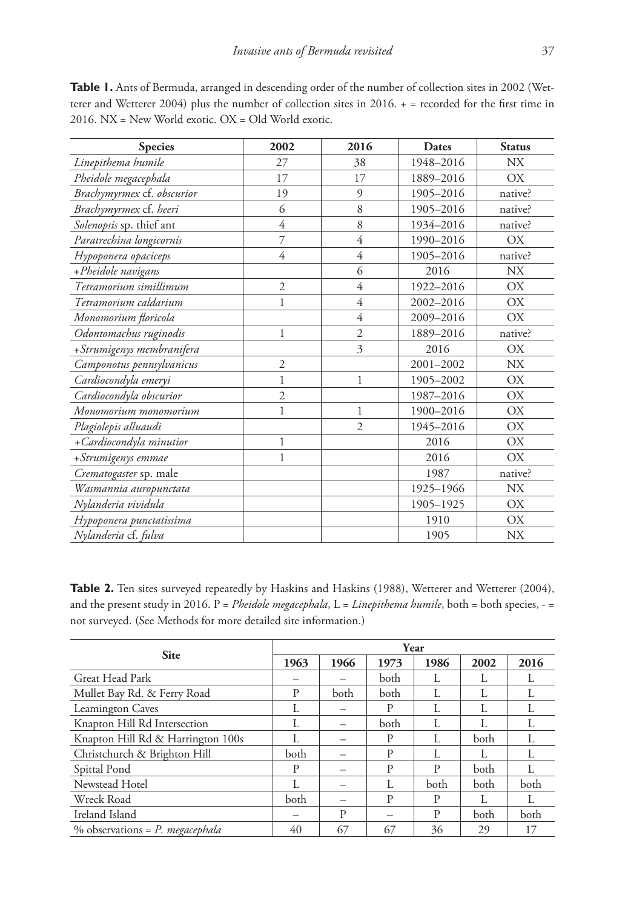**Table 1.** Ants of Bermuda, arranged in descending order of the number of collection sites in 2002 (Wetterer and Wetterer 2004) plus the number of collection sites in 2016. + = recorded for the first time in 2016. NX = New World exotic. OX = Old World exotic.

| Species | 2002 | 2016 | Dates | Status |
|---|---|---|---|---|
| *Linepithema humile* | 27 | 38 | 1948–2016 | NX |
| *Pheidole megacephala* | 17 | 17 | 1889–2016 | OX |
| *Brachymyrmex* cf. *obscurior* | 19 | 9 | 1905–2016 | native? |
| *Brachymyrmex* cf. *heeri* | 6 | 8 | 1905–2016 | native? |
| *Solenopsis* sp. thief ant | 4 | 8 | 1934–2016 | native? |
| *Paratrechina longicornis* | 7 | 4 | 1990–2016 | OX |
| *Hypoponera opaciceps* | 4 | 4 | 1905–2016 | native? |
| +*Pheidole navigans* | | 6 | 2016 | NX |
| *Tetramorium simillimum* | 2 | 4 | 1922–2016 | OX |
| *Tetramorium caldarium* | 1 | 4 | 2002–2016 | OX |
| *Monomorium floricola* | | 4 | 2009–2016 | OX |
| *Odontomachus ruginodis* | 1 | 2 | 1889–2016 | native? |
| +*Strumigenys membranifera* | | 3 | 2016 | OX |
| *Camponotus pennsylvanicus* | 2 | | 2001–2002 | NX |
| *Cardiocondyla emeryi* | 1 | 1 | 1905–2002 | OX |
| *Cardiocondyla obscurior* | 2 | | 1987–2016 | OX |
| *Monomorium monomorium* | 1 | 1 | 1900–2016 | OX |
| *Plagiolepis alluaudi* | | 2 | 1945–2016 | OX |
| +*Cardiocondyla minutior* | 1 | | 2016 | OX |
| +*Strumigenys emmae* | 1 | | 2016 | OX |
| *Crematogaster* sp. male | | | 1987 | native? |
| *Wasmannia auropunctata* | | | 1925–1966 | NX |
| *Nylanderia vividula* | | | 1905–1925 | OX |
| *Hypoponera punctatissima* | | | 1910 | OX |
| *Nylanderia* cf. *fulva* | | | 1905 | NX |

**Table 2.** Ten sites surveyed repeatedly by Haskins and Haskins (1988), Wetterer and Wetterer (2004), and the present study in 2016. P = *Pheidole megacephala*, L = *Linepithema humile*, both = both species, - = not surveyed. (See Methods for more detailed site information.)

| Site | Year | | | | | |
|---|---|---|---|---|---|---|
| | 1963 | 1966 | 1973 | 1986 | 2002 | 2016 |
| Great Head Park | – | – | both | L | L | L |
| Mullet Bay Rd. & Ferry Road | P | both | both | L | L | L |
| Leamington Caves | L | – | P | L | L | L |
| Knapton Hill Rd Intersection | L | – | both | L | L | L |
| Knapton Hill Rd & Harrington 100s | L | – | P | L | both | L |
| Christchurch & Brighton Hill | both | – | P | L | L | L |
| Spittal Pond | P | – | P | P | both | L |
| Newstead Hotel | L | – | L | both | both | both |
| Wreck Road | both | – | P | P | L | L |
| Ireland Island | – | P | – | P | both | both |
| % observations = *P. megacephala* | 40 | 67 | 67 | 36 | 29 | 17 |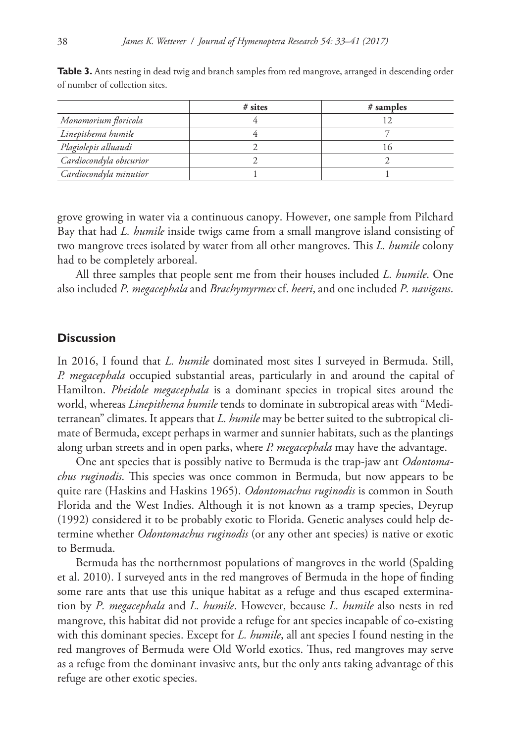**Table 3.** Ants nesting in dead twig and branch samples from red mangrove, arranged in descending order of number of collection sites.

| | # sites | # samples |
|---|---|---|
| *Monomorium floricola* | 4 | 12 |
| *Linepithema humile* | 4 | 7 |
| *Plagiolepis alluaudi* | 2 | 16 |
| *Cardiocondyla obscurior* | 2 | 2 |
| *Cardiocondyla minutior* | 1 | 1 |

grove growing in water via a continuous canopy. However, one sample from Pilchard Bay that had *L. humile* inside twigs came from a small mangrove island consisting of two mangrove trees isolated by water from all other mangroves. This *L. humile* colony had to be completely arboreal.

All three samples that people sent me from their houses included *L. humile*. One also included *P. megacephala* and *Brachymyrmex* cf. *heeri*, and one included *P. navigans*.

## Discussion

In 2016, I found that *L. humile* dominated most sites I surveyed in Bermuda. Still, *P. megacephala* occupied substantial areas, particularly in and around the capital of Hamilton. *Pheidole megacephala* is a dominant species in tropical sites around the world, whereas *Linepithema humile* tends to dominate in subtropical areas with "Mediterranean" climates. It appears that *L. humile* may be better suited to the subtropical climate of Bermuda, except perhaps in warmer and sunnier habitats, such as the plantings along urban streets and in open parks, where *P. megacephala* may have the advantage.

One ant species that is possibly native to Bermuda is the trap-jaw ant *Odontomachus ruginodis*. This species was once common in Bermuda, but now appears to be quite rare (Haskins and Haskins 1965). *Odontomachus ruginodis* is common in South Florida and the West Indies. Although it is not known as a tramp species, Deyrup (1992) considered it to be probably exotic to Florida. Genetic analyses could help determine whether *Odontomachus ruginodis* (or any other ant species) is native or exotic to Bermuda.

Bermuda has the northernmost populations of mangroves in the world (Spalding et al. 2010). I surveyed ants in the red mangroves of Bermuda in the hope of finding some rare ants that use this unique habitat as a refuge and thus escaped extermination by *P. megacephala* and *L. humile*. However, because *L. humile* also nests in red mangrove, this habitat did not provide a refuge for ant species incapable of co-existing with this dominant species. Except for *L. humile*, all ant species I found nesting in the red mangroves of Bermuda were Old World exotics. Thus, red mangroves may serve as a refuge from the dominant invasive ants, but the only ants taking advantage of this refuge are other exotic species.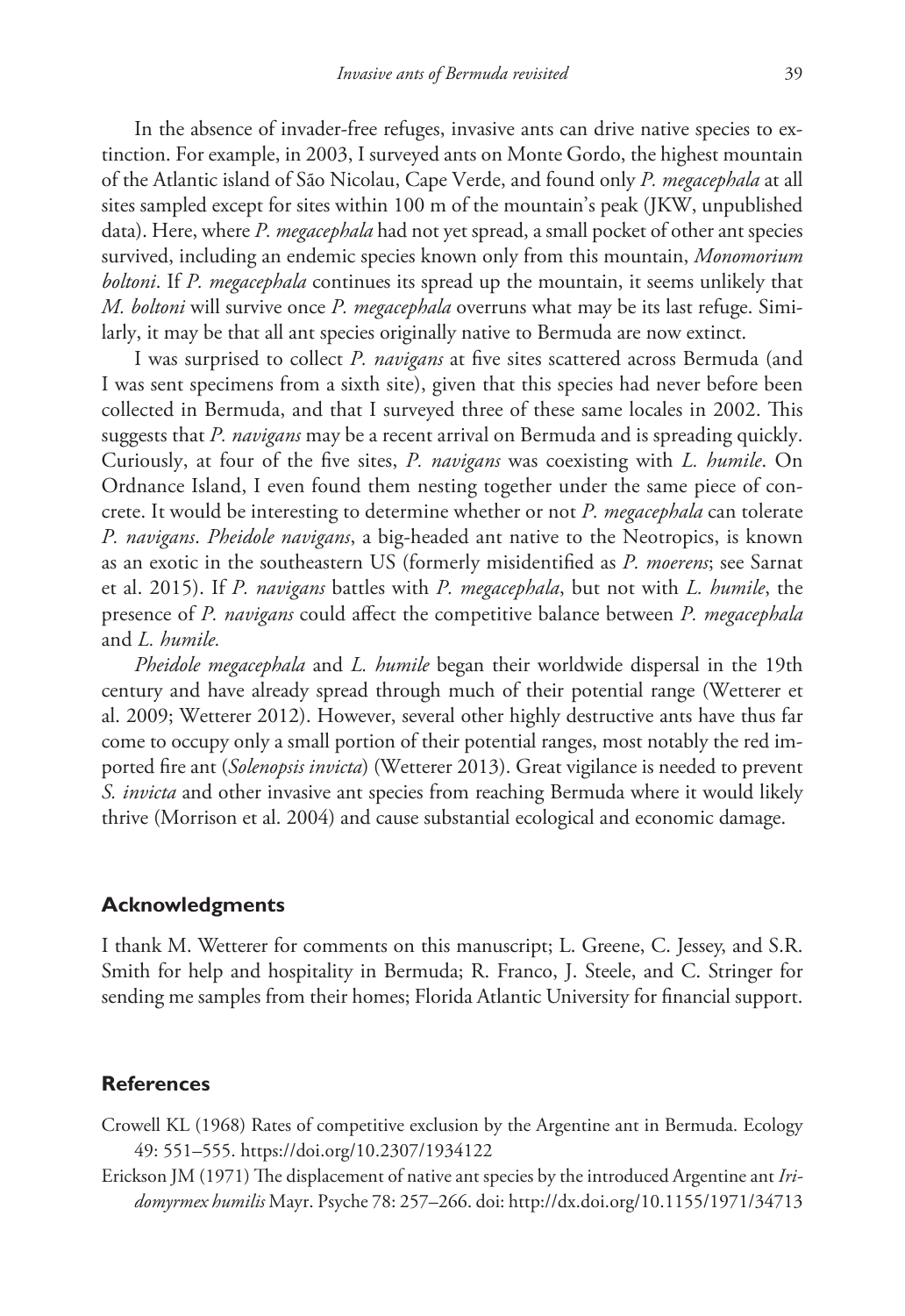In the absence of invader-free refuges, invasive ants can drive native species to extinction. For example, in 2003, I surveyed ants on Monte Gordo, the highest mountain of the Atlantic island of São Nicolau, Cape Verde, and found only *P. megacephala* at all sites sampled except for sites within 100 m of the mountain's peak (JKW, unpublished data). Here, where *P. megacephala* had not yet spread, a small pocket of other ant species survived, including an endemic species known only from this mountain, *Monomorium boltoni*. If *P. megacephala* continues its spread up the mountain, it seems unlikely that *M. boltoni* will survive once *P. megacephala* overruns what may be its last refuge. Similarly, it may be that all ant species originally native to Bermuda are now extinct.

I was surprised to collect *P. navigans* at five sites scattered across Bermuda (and I was sent specimens from a sixth site), given that this species had never before been collected in Bermuda, and that I surveyed three of these same locales in 2002. This suggests that *P. navigans* may be a recent arrival on Bermuda and is spreading quickly. Curiously, at four of the five sites, *P. navigans* was coexisting with *L. humile*. On Ordnance Island, I even found them nesting together under the same piece of concrete. It would be interesting to determine whether or not *P. megacephala* can tolerate *P. navigans*. *Pheidole navigans*, a big-headed ant native to the Neotropics, is known as an exotic in the southeastern US (formerly misidentified as *P. moerens*; see Sarnat et al. 2015). If *P. navigans* battles with *P. megacephala*, but not with *L. humile*, the presence of *P. navigans* could affect the competitive balance between *P. megacephala* and *L. humile.*

*Pheidole megacephala* and *L. humile* began their worldwide dispersal in the 19th century and have already spread through much of their potential range (Wetterer et al. 2009; Wetterer 2012). However, several other highly destructive ants have thus far come to occupy only a small portion of their potential ranges, most notably the red imported fire ant (*Solenopsis invicta*) (Wetterer 2013). Great vigilance is needed to prevent *S. invicta* and other invasive ant species from reaching Bermuda where it would likely thrive (Morrison et al. 2004) and cause substantial ecological and economic damage.

## Acknowledgments

I thank M. Wetterer for comments on this manuscript; L. Greene, C. Jessey, and S.R. Smith for help and hospitality in Bermuda; R. Franco, J. Steele, and C. Stringer for sending me samples from their homes; Florida Atlantic University for financial support.

## References

Crowell KL (1968) Rates of competitive exclusion by the Argentine ant in Bermuda. Ecology 49: 551–555. https://doi.org/10.2307/1934122

Erickson JM (1971) The displacement of native ant species by the introduced Argentine ant *Iridomyrmex humilis* Mayr. Psyche 78: 257–266. doi: http://dx.doi.org/10.1155/1971/34713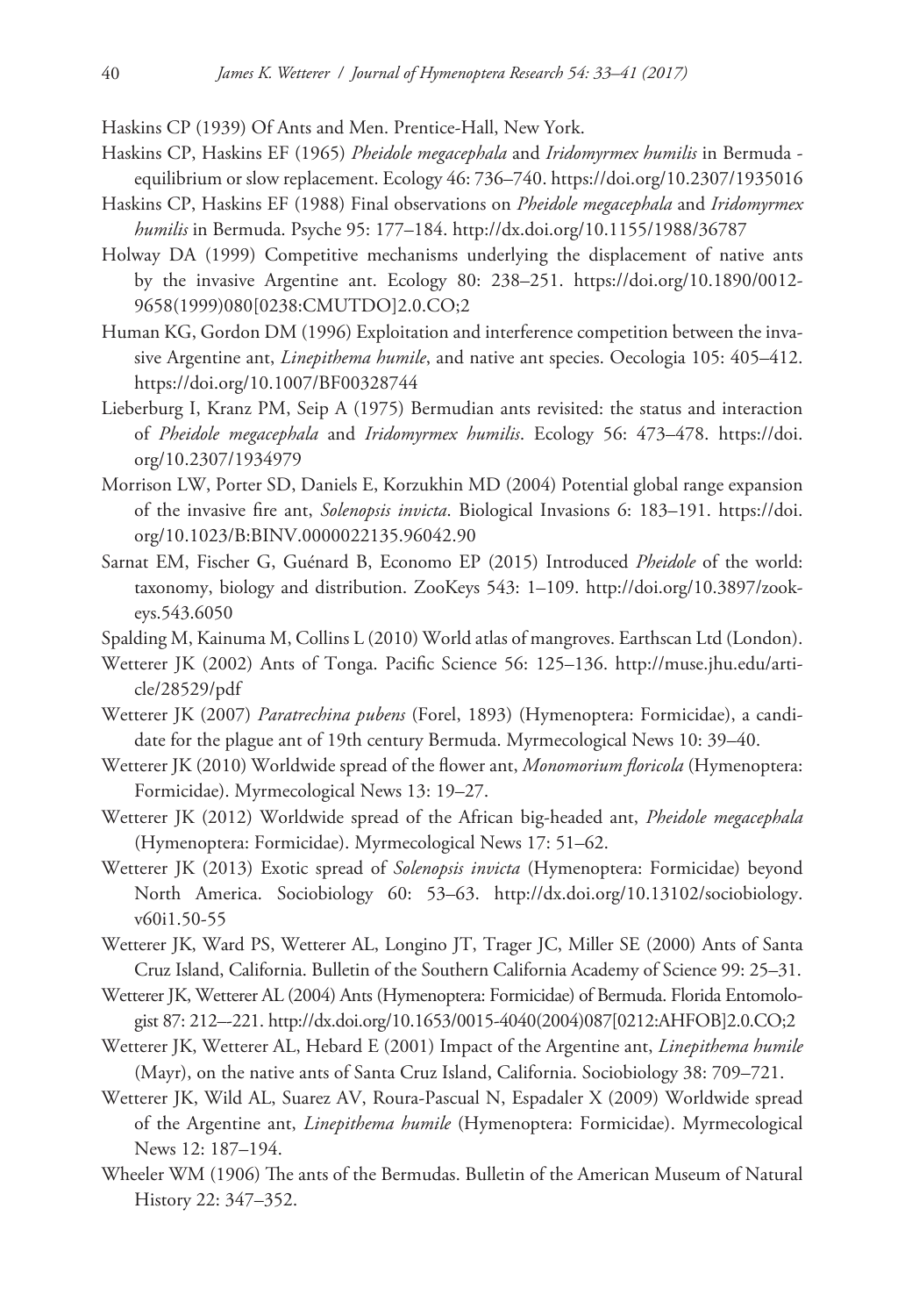Haskins CP (1939) Of Ants and Men. Prentice-Hall, New York.

Haskins CP, Haskins EF (1965) *Pheidole megacephala* and *Iridomyrmex humilis* in Bermuda - equilibrium or slow replacement. Ecology 46: 736–740. https://doi.org/10.2307/1935016

Haskins CP, Haskins EF (1988) Final observations on *Pheidole megacephala* and *Iridomyrmex humilis* in Bermuda. Psyche 95: 177–184. http://dx.doi.org/10.1155/1988/36787

Holway DA (1999) Competitive mechanisms underlying the displacement of native ants by the invasive Argentine ant. Ecology 80: 238–251. https://doi.org/10.1890/0012-9658(1999)080[0238:CMUTDO]2.0.CO;2

Human KG, Gordon DM (1996) Exploitation and interference competition between the invasive Argentine ant, *Linepithema humile*, and native ant species. Oecologia 105: 405–412. https://doi.org/10.1007/BF00328744

Lieberburg I, Kranz PM, Seip A (1975) Bermudian ants revisited: the status and interaction of *Pheidole megacephala* and *Iridomyrmex humilis*. Ecology 56: 473–478. https://doi.org/10.2307/1934979

Morrison LW, Porter SD, Daniels E, Korzukhin MD (2004) Potential global range expansion of the invasive fire ant, *Solenopsis invicta*. Biological Invasions 6: 183–191. https://doi.org/10.1023/B:BINV.0000022135.96042.90

Sarnat EM, Fischer G, Guénard B, Economo EP (2015) Introduced *Pheidole* of the world: taxonomy, biology and distribution. ZooKeys 543: 1–109. http://doi.org/10.3897/zookeys.543.6050

Spalding M, Kainuma M, Collins L (2010) World atlas of mangroves. Earthscan Ltd (London).

Wetterer JK (2002) Ants of Tonga. Pacific Science 56: 125–136. http://muse.jhu.edu/article/28529/pdf

Wetterer JK (2007) *Paratrechina pubens* (Forel, 1893) (Hymenoptera: Formicidae), a candidate for the plague ant of 19th century Bermuda. Myrmecological News 10: 39–40.

Wetterer JK (2010) Worldwide spread of the flower ant, *Monomorium floricola* (Hymenoptera: Formicidae). Myrmecological News 13: 19–27.

Wetterer JK (2012) Worldwide spread of the African big-headed ant, *Pheidole megacephala* (Hymenoptera: Formicidae). Myrmecological News 17: 51–62.

Wetterer JK (2013) Exotic spread of *Solenopsis invicta* (Hymenoptera: Formicidae) beyond North America. Sociobiology 60: 53–63. http://dx.doi.org/10.13102/sociobiology.v60i1.50-55

Wetterer JK, Ward PS, Wetterer AL, Longino JT, Trager JC, Miller SE (2000) Ants of Santa Cruz Island, California. Bulletin of the Southern California Academy of Science 99: 25–31.

Wetterer JK, Wetterer AL (2004) Ants (Hymenoptera: Formicidae) of Bermuda. Florida Entomologist 87: 212–-221. http://dx.doi.org/10.1653/0015-4040(2004)087[0212:AHFOB]2.0.CO;2

Wetterer JK, Wetterer AL, Hebard E (2001) Impact of the Argentine ant, *Linepithema humile* (Mayr), on the native ants of Santa Cruz Island, California. Sociobiology 38: 709–721.

Wetterer JK, Wild AL, Suarez AV, Roura-Pascual N, Espadaler X (2009) Worldwide spread of the Argentine ant, *Linepithema humile* (Hymenoptera: Formicidae). Myrmecological News 12: 187–194.

Wheeler WM (1906) The ants of the Bermudas. Bulletin of the American Museum of Natural History 22: 347–352.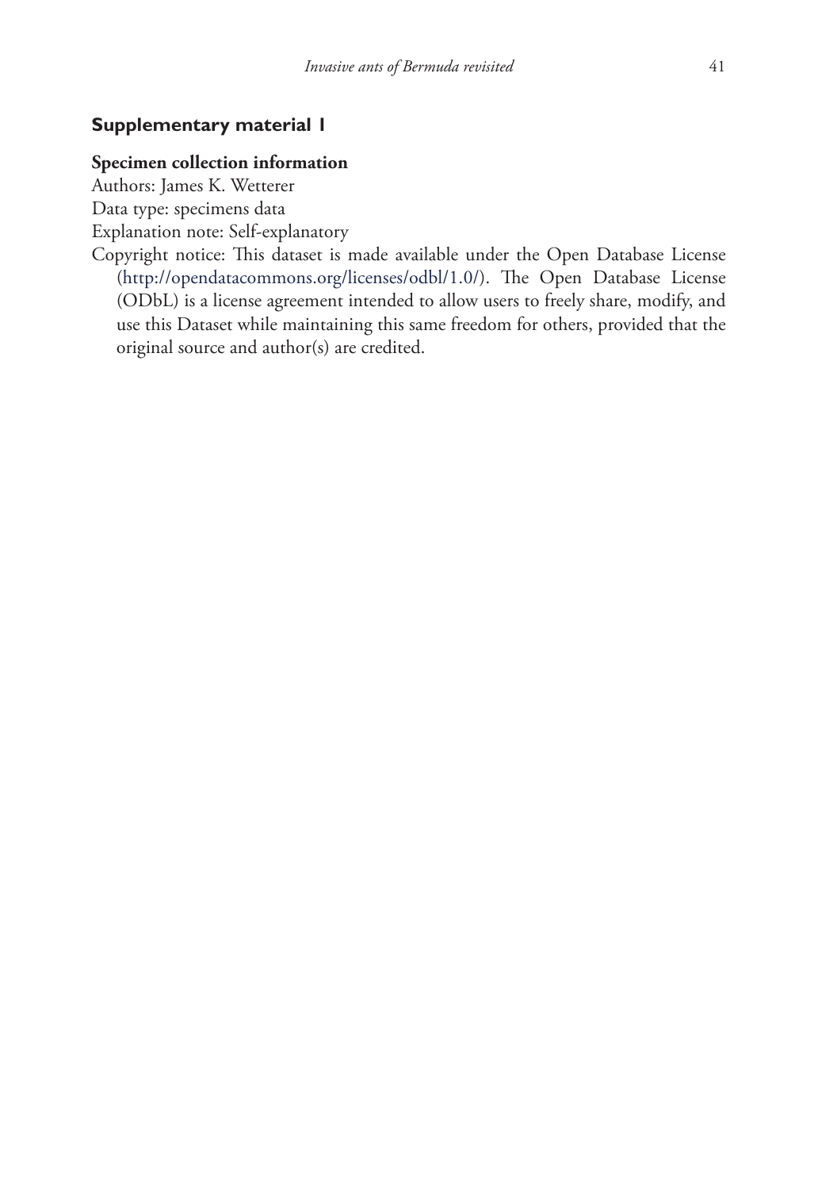## Supplementary material 1

**Specimen collection information**

Authors: James K. Wetterer

Data type: specimens data

Explanation note: Self-explanatory

Copyright notice: This dataset is made available under the Open Database License (http://opendatacommons.org/licenses/odbl/1.0/). The Open Database License (ODbL) is a license agreement intended to allow users to freely share, modify, and use this Dataset while maintaining this same freedom for others, provided that the original source and author(s) are credited.